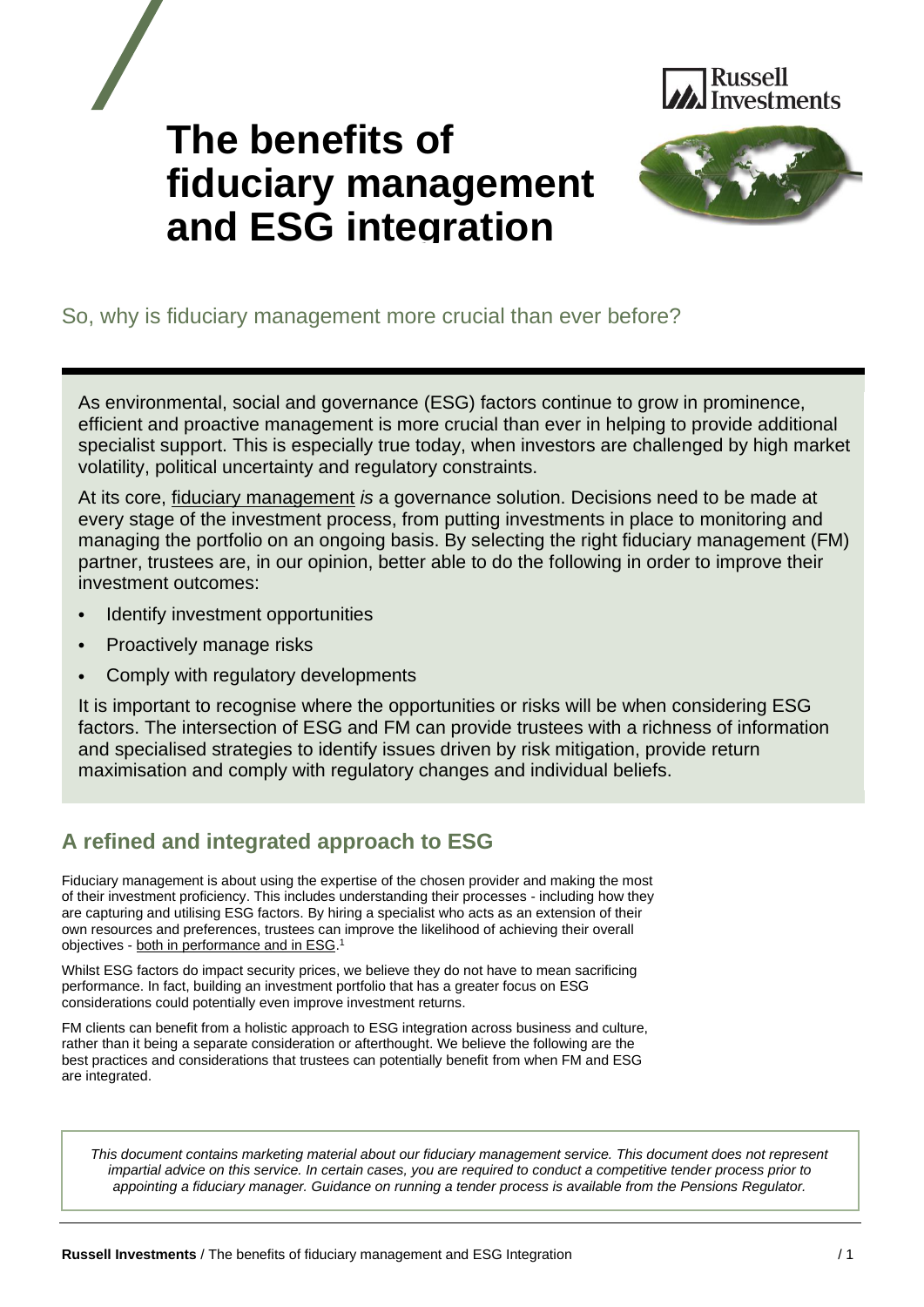# The benefits of fiduciary management and ESG integration

So, why is fiduciary management more crucial than ever before?

As environmental, social and governance (ESG) factors continue to grow in prominence, efficient and proactive management is more crucial than ever in helping to provide additional specialist support. This is especially true today, when investors are challenged by high market volatility, political uncertainty and regulatory constraints.

At its core, fiduciary management *is* a governance solution. Decisions need to be made at every stage of the investment process, from putting investments in place to monitoring and managing the portfolio on an ongoing basis. By selecting the right fiduciary management (FM) partner, trustees are, in our opinion, better able to do the following in order to improve their investment outcomes:

- Identify investment opportunities
- Proactively manage risks
- Comply with regulatory developments

It is important to recognise where the opportunities or risks will be when considering ESG factors. The intersection of ESG and FM can provide trustees with a richness of information and specialised strategies to identify issues driven by risk mitigation, provide return maximisation and comply with regulatory changes and individual beliefs.

## A refined and integrated approach to ESG

Fiduciary management is about using the expertise of the chosen provider and making the most of their investment proficiency. This includes understanding their processes - including how they are capturing and utilising ESG factors. By hiring a specialist who acts as an extension of their own resources and preferences, trustees can improve the likelihood of achieving their overall objectives - both in performance and in ESG.[1]

Whilst ESG factors do impact security prices, we believe they do not have to mean sacrificing performance. In fact, building an investment portfolio that has a greater focus on ESG considerations could potentially even improve investment returns.

FM clients can benefit from a holistic approach to ESG integration across business and culture, rather than it being a separate consideration or afterthought. We believe the following are the best practices and considerations that trustees can potentially benefit from when FM and ESG are integrated.

*This document contains marketing material about our fiduciary management service. This document does not represent impartial advice on this service. In certain cases, you are required to conduct a competitive tender process prior to appointing a fiduciary manager. Guidance on running a tender process is available from the Pensions Regulator.*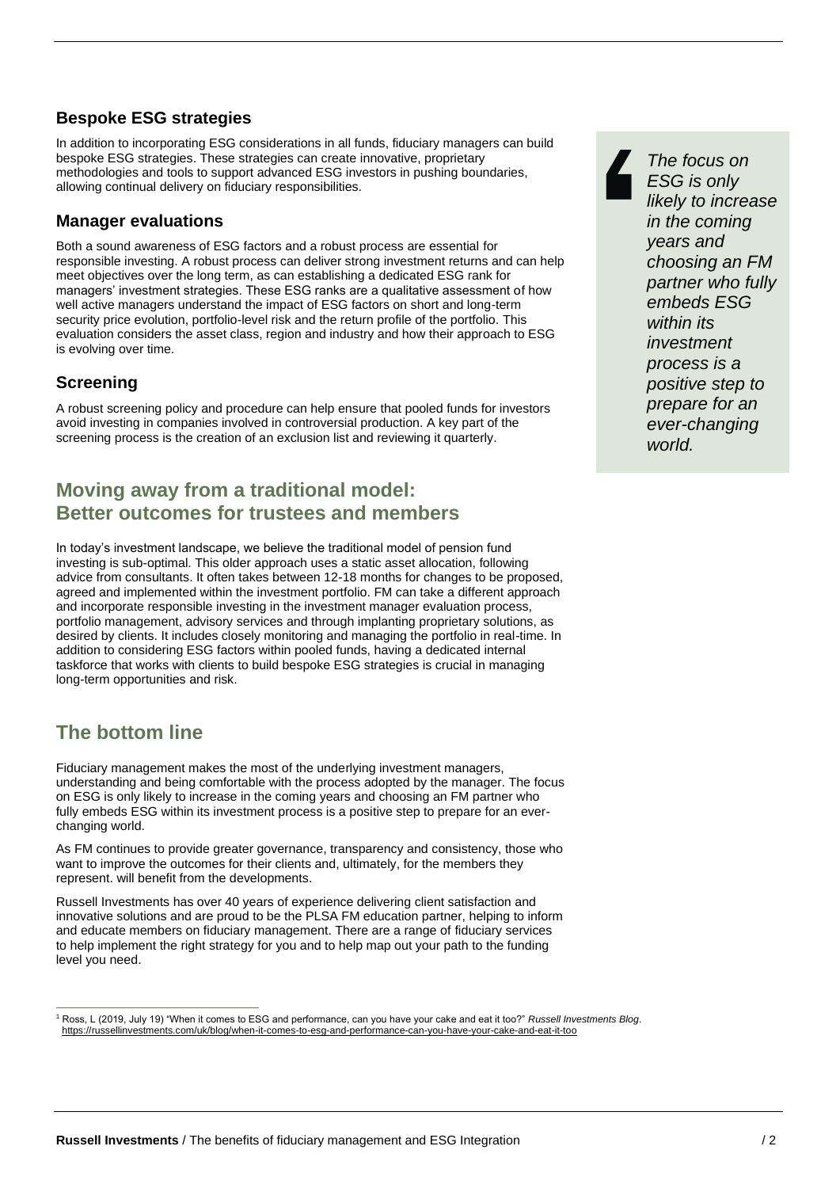### Bespoke ESG strategies

In addition to incorporating ESG considerations in all funds, fiduciary managers can build bespoke ESG strategies. These strategies can create innovative, proprietary methodologies and tools to support advanced ESG investors in pushing boundaries, allowing continual delivery on fiduciary responsibilities.

### Manager evaluations

Both a sound awareness of ESG factors and a robust process are essential for responsible investing. A robust process can deliver strong investment returns and can help meet objectives over the long term, as can establishing a dedicated ESG rank for managers' investment strategies. These ESG ranks are a qualitative assessment of how well active managers understand the impact of ESG factors on short and long-term security price evolution, portfolio-level risk and the return profile of the portfolio. This evaluation considers the asset class, region and industry and how their approach to ESG is evolving over time.

### Screening

A robust screening policy and procedure can help ensure that pooled funds for investors avoid investing in companies involved in controversial production. A key part of the screening process is the creation of an exclusion list and reviewing it quarterly.

> *The focus on ESG is only likely to increase in the coming years and choosing an FM partner who fully embeds ESG within its investment process is a positive step to prepare for an ever-changing world.*

## Moving away from a traditional model: Better outcomes for trustees and members

In today's investment landscape, we believe the traditional model of pension fund investing is sub-optimal. This older approach uses a static asset allocation, following advice from consultants. It often takes between 12-18 months for changes to be proposed, agreed and implemented within the investment portfolio. FM can take a different approach and incorporate responsible investing in the investment manager evaluation process, portfolio management, advisory services and through implanting proprietary solutions, as desired by clients. It includes closely monitoring and managing the portfolio in real-time. In addition to considering ESG factors within pooled funds, having a dedicated internal taskforce that works with clients to build bespoke ESG strategies is crucial in managing long-term opportunities and risk.

## The bottom line

Fiduciary management makes the most of the underlying investment managers, understanding and being comfortable with the process adopted by the manager. The focus on ESG is only likely to increase in the coming years and choosing an FM partner who fully embeds ESG within its investment process is a positive step to prepare for an ever-changing world.

As FM continues to provide greater governance, transparency and consistency, those who want to improve the outcomes for their clients and, ultimately, for the members they represent. will benefit from the developments.

Russell Investments has over 40 years of experience delivering client satisfaction and innovative solutions and are proud to be the PLSA FM education partner, helping to inform and educate members on fiduciary management. There are a range of fiduciary services to help implement the right strategy for you and to help map out your path to the funding level you need.

---

[1] Ross, L (2019, July 19) "When it comes to ESG and performance, can you have your cake and eat it too?" *Russell Investments Blog*. https://russellinvestments.com/uk/blog/when-it-comes-to-esg-and-performance-can-you-have-your-cake-and-eat-it-too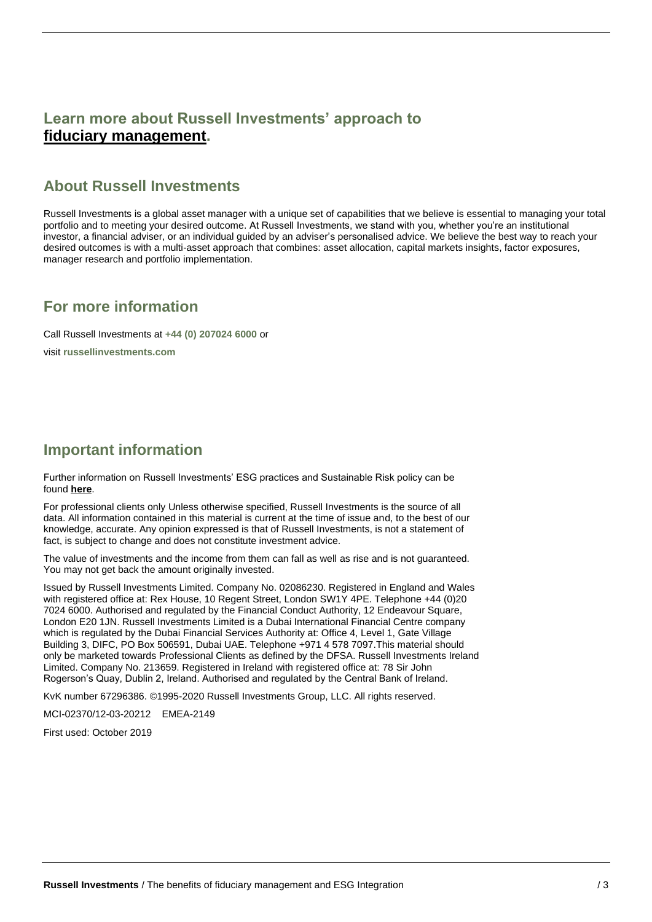## Learn more about Russell Investments' approach to **fiduciary management**.

## About Russell Investments

Russell Investments is a global asset manager with a unique set of capabilities that we believe is essential to managing your total portfolio and to meeting your desired outcome. At Russell Investments, we stand with you, whether you're an institutional investor, a financial adviser, or an individual guided by an adviser's personalised advice. We believe the best way to reach your desired outcomes is with a multi-asset approach that combines: asset allocation, capital markets insights, factor exposures, manager research and portfolio implementation.

## For more information

Call Russell Investments at **+44 (0) 207024 6000** or

visit **russellinvestments.com**

## Important information

Further information on Russell Investments' ESG practices and Sustainable Risk policy can be found **here**.

For professional clients only Unless otherwise specified, Russell Investments is the source of all data. All information contained in this material is current at the time of issue and, to the best of our knowledge, accurate. Any opinion expressed is that of Russell Investments, is not a statement of fact, is subject to change and does not constitute investment advice.

The value of investments and the income from them can fall as well as rise and is not guaranteed. You may not get back the amount originally invested.

Issued by Russell Investments Limited. Company No. 02086230. Registered in England and Wales with registered office at: Rex House, 10 Regent Street, London SW1Y 4PE. Telephone +44 (0)20 7024 6000. Authorised and regulated by the Financial Conduct Authority, 12 Endeavour Square, London E20 1JN. Russell Investments Limited is a Dubai International Financial Centre company which is regulated by the Dubai Financial Services Authority at: Office 4, Level 1, Gate Village Building 3, DIFC, PO Box 506591, Dubai UAE. Telephone +971 4 578 7097.This material should only be marketed towards Professional Clients as defined by the DFSA. Russell Investments Ireland Limited. Company No. 213659. Registered in Ireland with registered office at: 78 Sir John Rogerson's Quay, Dublin 2, Ireland. Authorised and regulated by the Central Bank of Ireland.

KvK number 67296386. ©1995-2020 Russell Investments Group, LLC. All rights reserved.

MCI-02370/12-03-20212 EMEA-2149

First used: October 2019